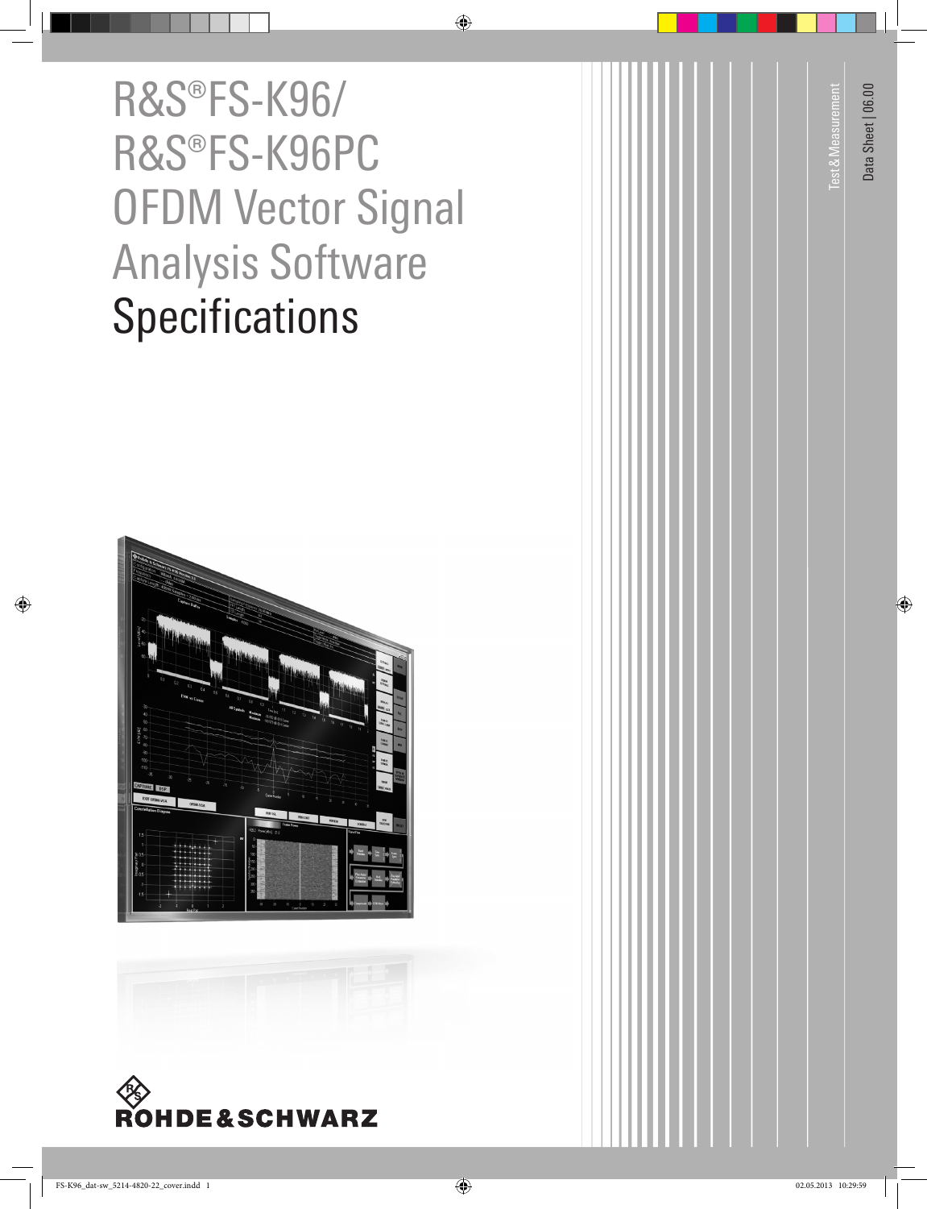# R&S®FS-K96/ R&S®FS-K96PC OFDM Vector Signal Analysis Software Specifications

Test & Measurement

Data Sheet | 06.00

ROHDE&SCHWARZ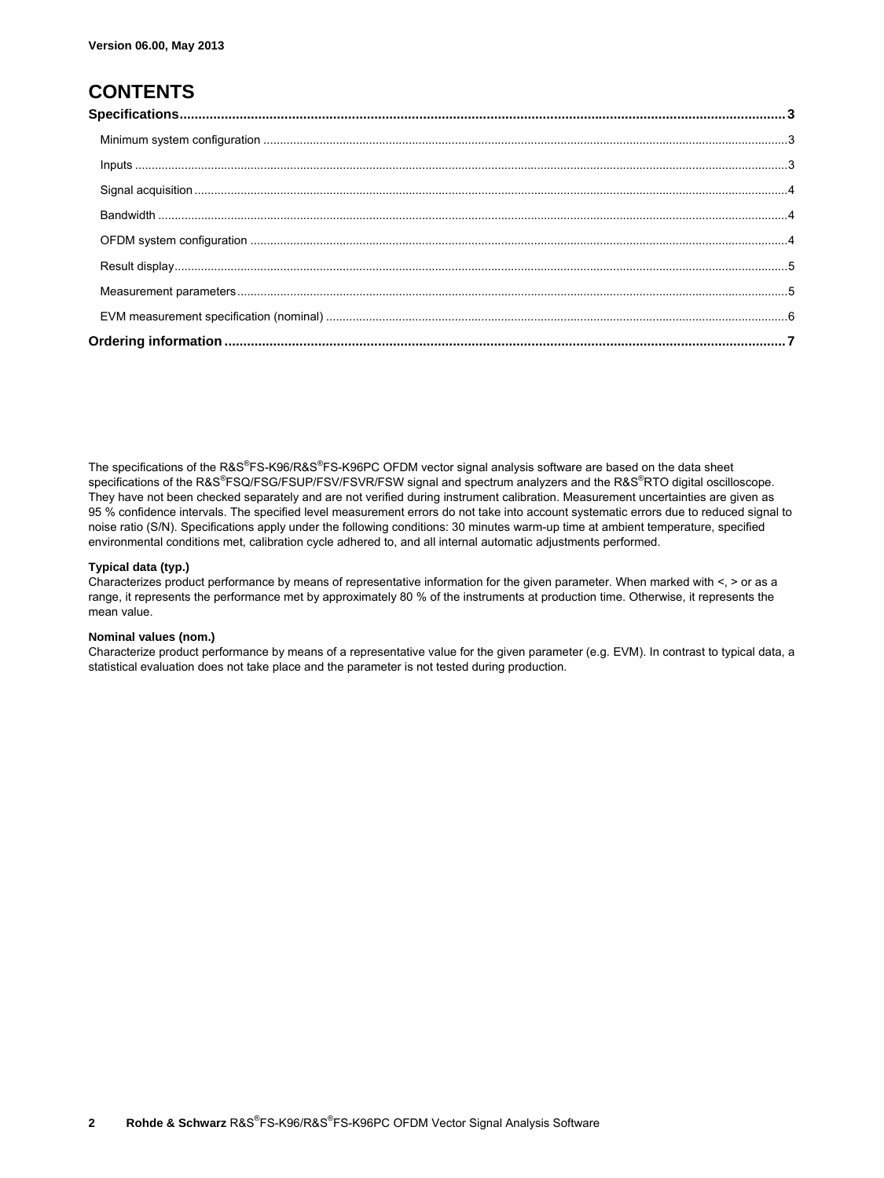# CONTENTS

**Specifications** ..... 3

- Minimum system configuration ..... 3
- Inputs ..... 3
- Signal acquisition ..... 4
- Bandwidth ..... 4
- OFDM system configuration ..... 4
- Result display ..... 5
- Measurement parameters ..... 5
- EVM measurement specification (nominal) ..... 6

**Ordering information** ..... 7

The specifications of the R&S®FS-K96/R&S®FS-K96PC OFDM vector signal analysis software are based on the data sheet specifications of the R&S®FSQ/FSG/FSUP/FSV/FSVR/FSW signal and spectrum analyzers and the R&S®RTO digital oscilloscope. They have not been checked separately and are not verified during instrument calibration. Measurement uncertainties are given as 95 % confidence intervals. The specified level measurement errors do not take into account systematic errors due to reduced signal to noise ratio (S/N). Specifications apply under the following conditions: 30 minutes warm-up time at ambient temperature, specified environmental conditions met, calibration cycle adhered to, and all internal automatic adjustments performed.

**Typical data (typ.)**
Characterizes product performance by means of representative information for the given parameter. When marked with <, > or as a range, it represents the performance met by approximately 80 % of the instruments at production time. Otherwise, it represents the mean value.

**Nominal values (nom.)**
Characterize product performance by means of a representative value for the given parameter (e.g. EVM). In contrast to typical data, a statistical evaluation does not take place and the parameter is not tested during production.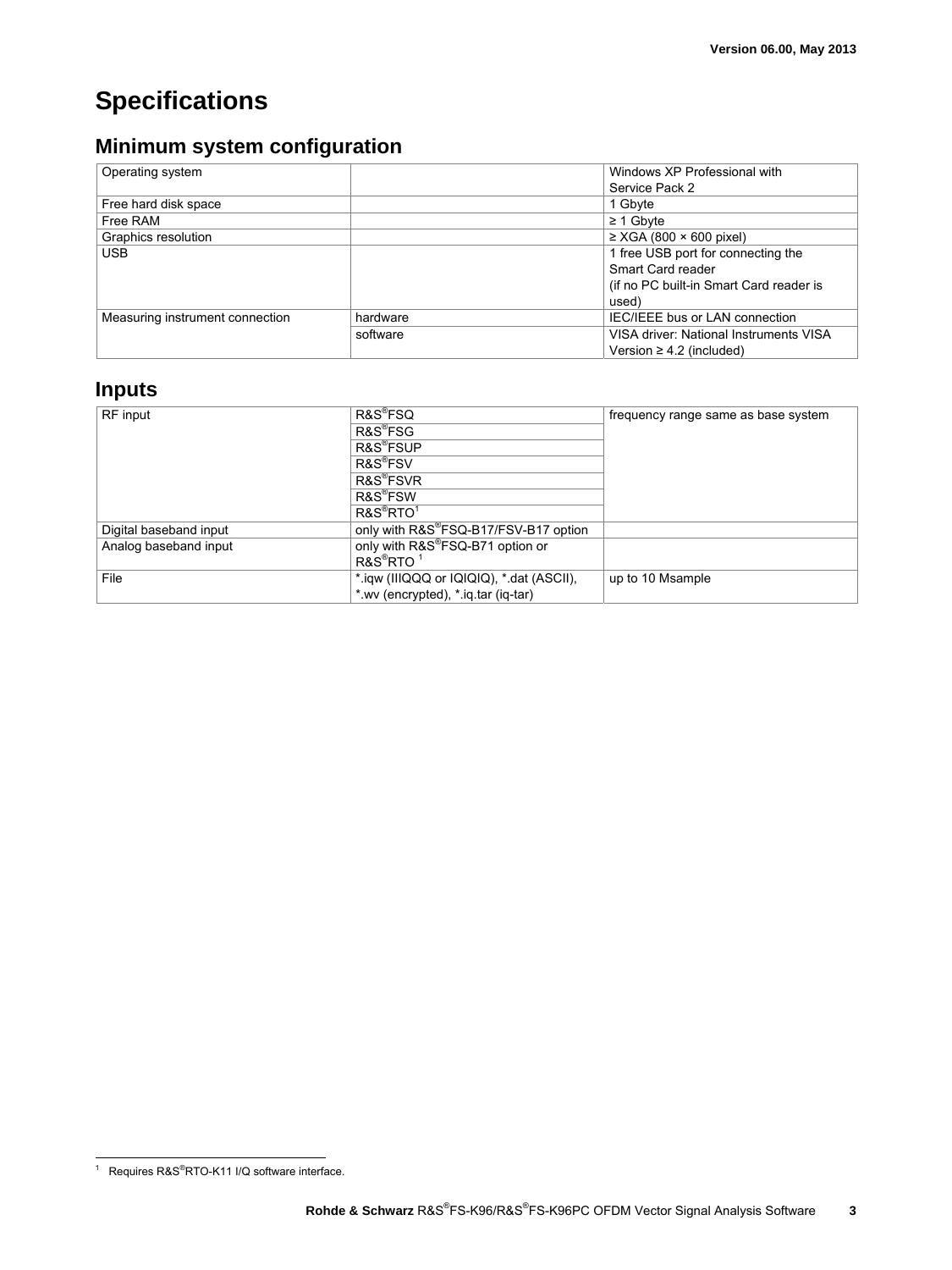# Specifications

## Minimum system configuration

| Operating system | | Windows XP Professional with Service Pack 2 |
|---|---|---|
| Free hard disk space | | 1 Gbyte |
| Free RAM | | ≥ 1 Gbyte |
| Graphics resolution | | ≥ XGA (800 × 600 pixel) |
| USB | | 1 free USB port for connecting the Smart Card reader (if no PC built-in Smart Card reader is used) |
| Measuring instrument connection | hardware | IEC/IEEE bus or LAN connection |
| | software | VISA driver: National Instruments VISA Version ≥ 4.2 (included) |

## Inputs

| RF input | R&S®FSQ | frequency range same as base system |
|---|---|---|
| | R&S®FSG | |
| | R&S®FSUP | |
| | R&S®FSV | |
| | R&S®FSVR | |
| | R&S®FSW | |
| | R&S®RTO[1] | |
| Digital baseband input | only with R&S®FSQ-B17/FSV-B17 option | |
| Analog baseband input | only with R&S®FSQ-B71 option or R&S®RTO [1] | |
| File | *.iqw (IIIQQQ or IQIQIQ), *.dat (ASCII), *.wv (encrypted), *.iq.tar (iq-tar) | up to 10 Msample |

[1] Requires R&S®RTO-K11 I/Q software interface.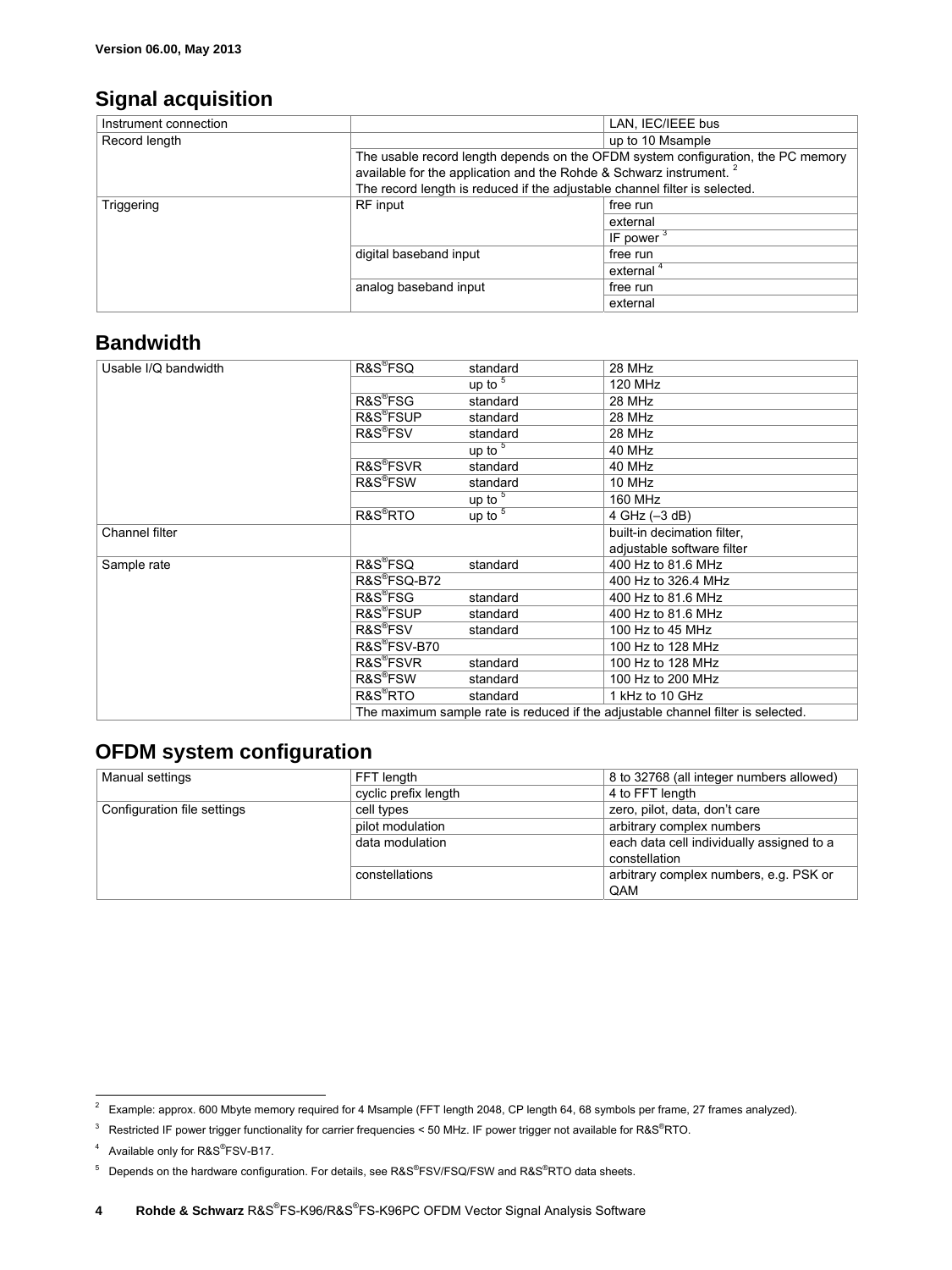Version 06.00, May 2013

## Signal acquisition

| | | |
|---|---|---|
| Instrument connection | | LAN, IEC/IEEE bus |
| Record length | | up to 10 Msample |
| | The usable record length depends on the OFDM system configuration, the PC memory available for the application and the Rohde & Schwarz instrument. [2] The record length is reduced if the adjustable channel filter is selected. | |
| Triggering | RF input | free run |
| | | external |
| | | IF power [3] |
| | digital baseband input | free run |
| | | external [4] |
| | analog baseband input | free run |
| | | external |

## Bandwidth

| | | | |
|---|---|---|---|
| Usable I/Q bandwidth | R&S®FSQ | standard | 28 MHz |
| | | up to [5] | 120 MHz |
| | R&S®FSG | standard | 28 MHz |
| | R&S®FSUP | standard | 28 MHz |
| | R&S®FSV | standard | 28 MHz |
| | | up to [5] | 40 MHz |
| | R&S®FSVR | standard | 40 MHz |
| | R&S®FSW | standard | 10 MHz |
| | | up to [5] | 160 MHz |
| | R&S®RTO | up to [5] | 4 GHz (–3 dB) |
| Channel filter | | | built-in decimation filter, adjustable software filter |
| Sample rate | R&S®FSQ | standard | 400 Hz to 81.6 MHz |
| | R&S®FSQ-B72 | | 400 Hz to 326.4 MHz |
| | R&S®FSG | standard | 400 Hz to 81.6 MHz |
| | R&S®FSUP | standard | 400 Hz to 81.6 MHz |
| | R&S®FSV | standard | 100 Hz to 45 MHz |
| | R&S®FSV-B70 | | 100 Hz to 128 MHz |
| | R&S®FSVR | standard | 100 Hz to 128 MHz |
| | R&S®FSW | standard | 100 Hz to 200 MHz |
| | R&S®RTO | standard | 1 kHz to 10 GHz |
| | The maximum sample rate is reduced if the adjustable channel filter is selected. | | |

## OFDM system configuration

| | | |
|---|---|---|
| Manual settings | FFT length | 8 to 32768 (all integer numbers allowed) |
| | cyclic prefix length | 4 to FFT length |
| Configuration file settings | cell types | zero, pilot, data, don't care |
| | pilot modulation | arbitrary complex numbers |
| | data modulation | each data cell individually assigned to a constellation |
| | constellations | arbitrary complex numbers, e.g. PSK or QAM |

[2] Example: approx. 600 Mbyte memory required for 4 Msample (FFT length 2048, CP length 64, 68 symbols per frame, 27 frames analyzed).

[3] Restricted IF power trigger functionality for carrier frequencies < 50 MHz. IF power trigger not available for R&S®RTO.

[4] Available only for R&S®FSV-B17.

[5] Depends on the hardware configuration. For details, see R&S®FSV/FSQ/FSW and R&S®RTO data sheets.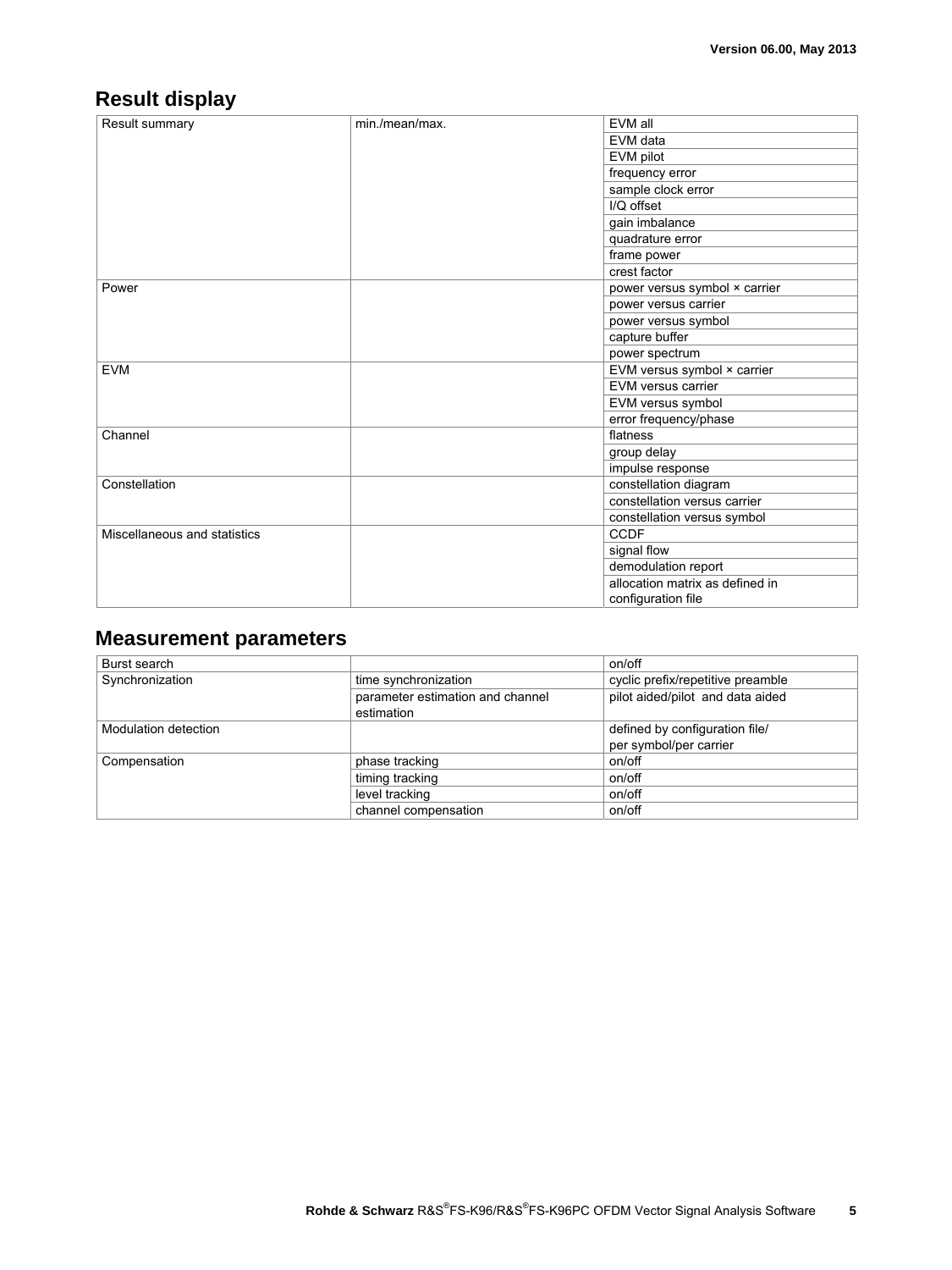## Result display

| | | |
|---|---|---|
| Result summary | min./mean/max. | EVM all |
| | | EVM data |
| | | EVM pilot |
| | | frequency error |
| | | sample clock error |
| | | I/Q offset |
| | | gain imbalance |
| | | quadrature error |
| | | frame power |
| | | crest factor |
| Power | | power versus symbol × carrier |
| | | power versus carrier |
| | | power versus symbol |
| | | capture buffer |
| | | power spectrum |
| EVM | | EVM versus symbol × carrier |
| | | EVM versus carrier |
| | | EVM versus symbol |
| | | error frequency/phase |
| Channel | | flatness |
| | | group delay |
| | | impulse response |
| Constellation | | constellation diagram |
| | | constellation versus carrier |
| | | constellation versus symbol |
| Miscellaneous and statistics | | CCDF |
| | | signal flow |
| | | demodulation report |
| | | allocation matrix as defined in configuration file |

## Measurement parameters

| | | |
|---|---|---|
| Burst search | | on/off |
| Synchronization | time synchronization | cyclic prefix/repetitive preamble |
| | parameter estimation and channel estimation | pilot aided/pilot and data aided |
| Modulation detection | | defined by configuration file/ per symbol/per carrier |
| Compensation | phase tracking | on/off |
| | timing tracking | on/off |
| | level tracking | on/off |
| | channel compensation | on/off |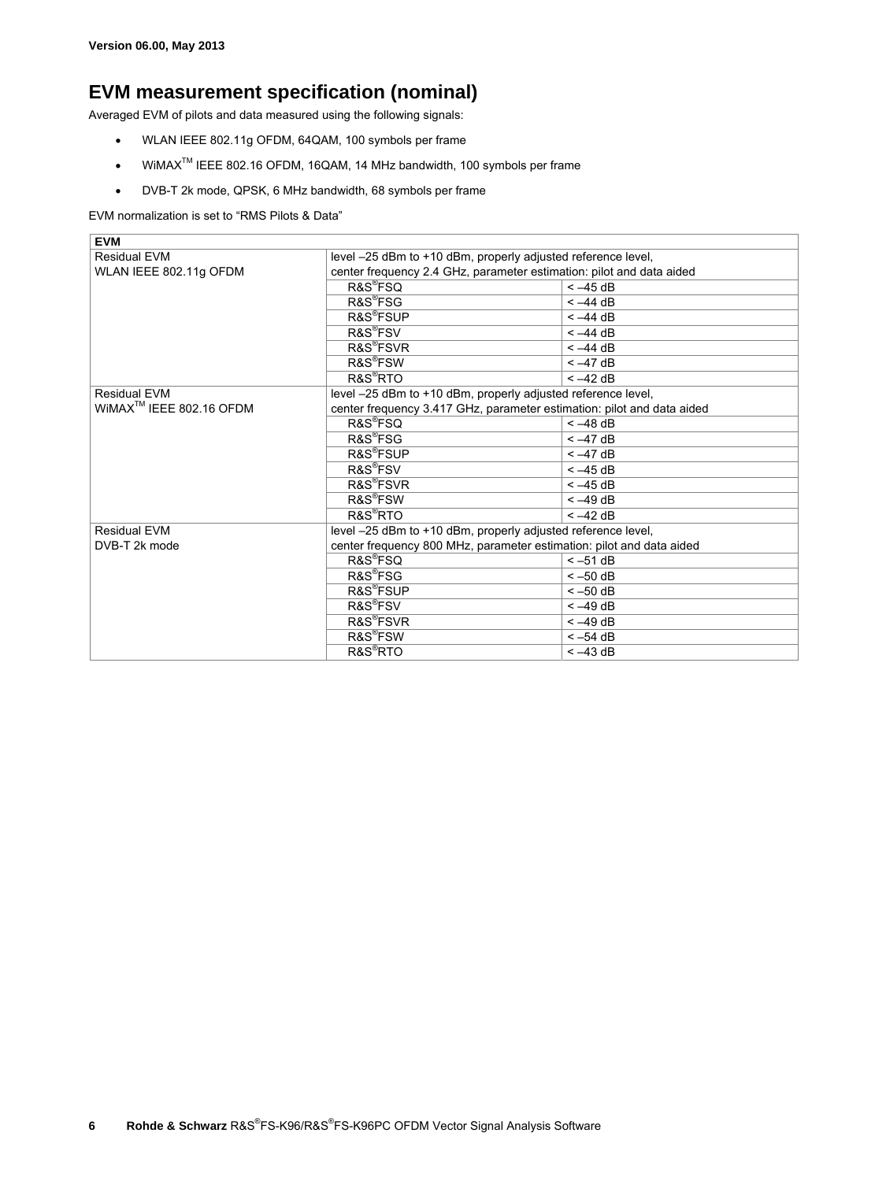# EVM measurement specification (nominal)

Averaged EVM of pilots and data measured using the following signals:

- WLAN IEEE 802.11g OFDM, 64QAM, 100 symbols per frame
- WiMAX™ IEEE 802.16 OFDM, 16QAM, 14 MHz bandwidth, 100 symbols per frame
- DVB-T 2k mode, QPSK, 6 MHz bandwidth, 68 symbols per frame

EVM normalization is set to "RMS Pilots & Data"

| EVM | | |
|---|---|---|
| Residual EVM<br>WLAN IEEE 802.11g OFDM | level –25 dBm to +10 dBm, properly adjusted reference level,<br>center frequency 2.4 GHz, parameter estimation: pilot and data aided | |
| | R&S®FSQ | < –45 dB |
| | R&S®FSG | < –44 dB |
| | R&S®FSUP | < –44 dB |
| | R&S®FSV | < –44 dB |
| | R&S®FSVR | < –44 dB |
| | R&S®FSW | < –47 dB |
| | R&S®RTO | < –42 dB |
| Residual EVM<br>WiMAX™ IEEE 802.16 OFDM | level –25 dBm to +10 dBm, properly adjusted reference level,<br>center frequency 3.417 GHz, parameter estimation: pilot and data aided | |
| | R&S®FSQ | < –48 dB |
| | R&S®FSG | < –47 dB |
| | R&S®FSUP | < –47 dB |
| | R&S®FSV | < –45 dB |
| | R&S®FSVR | < –45 dB |
| | R&S®FSW | < –49 dB |
| | R&S®RTO | < –42 dB |
| Residual EVM<br>DVB-T 2k mode | level –25 dBm to +10 dBm, properly adjusted reference level,<br>center frequency 800 MHz, parameter estimation: pilot and data aided | |
| | R&S®FSQ | < –51 dB |
| | R&S®FSG | < –50 dB |
| | R&S®FSUP | < –50 dB |
| | R&S®FSV | < –49 dB |
| | R&S®FSVR | < –49 dB |
| | R&S®FSW | < –54 dB |
| | R&S®RTO | < –43 dB |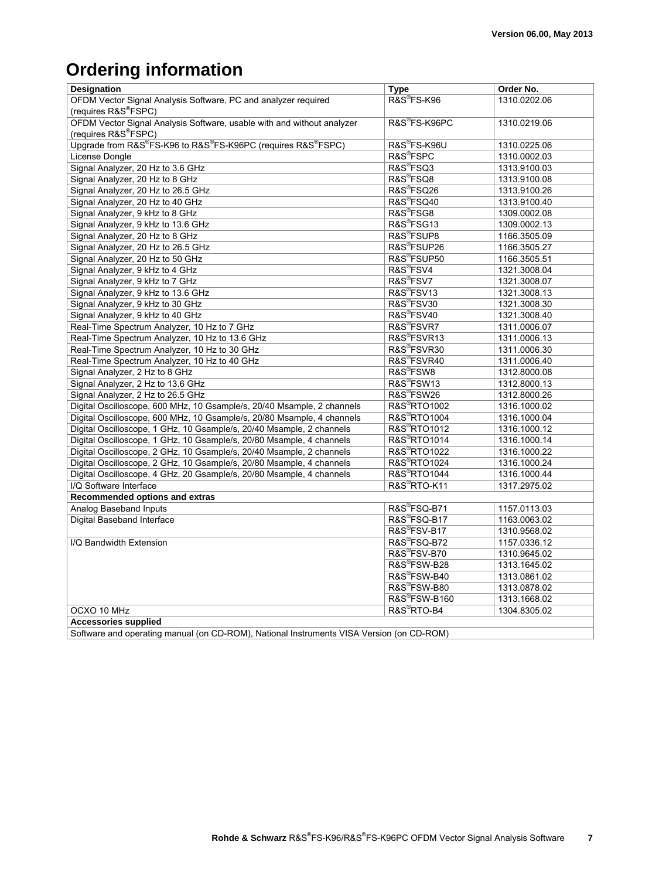# Ordering information

| Designation | Type | Order No. |
|---|---|---|
| OFDM Vector Signal Analysis Software, PC and analyzer required (requires R&S®FSPC) | R&S®FS-K96 | 1310.0202.06 |
| OFDM Vector Signal Analysis Software, usable with and without analyzer (requires R&S®FSPC) | R&S®FS-K96PC | 1310.0219.06 |
| Upgrade from R&S®FS-K96 to R&S®FS-K96PC (requires R&S®FSPC) | R&S®FS-K96U | 1310.0225.06 |
| License Dongle | R&S®FSPC | 1310.0002.03 |
| Signal Analyzer, 20 Hz to 3.6 GHz | R&S®FSQ3 | 1313.9100.03 |
| Signal Analyzer, 20 Hz to 8 GHz | R&S®FSQ8 | 1313.9100.08 |
| Signal Analyzer, 20 Hz to 26.5 GHz | R&S®FSQ26 | 1313.9100.26 |
| Signal Analyzer, 20 Hz to 40 GHz | R&S®FSQ40 | 1313.9100.40 |
| Signal Analyzer, 9 kHz to 8 GHz | R&S®FSG8 | 1309.0002.08 |
| Signal Analyzer, 9 kHz to 13.6 GHz | R&S®FSG13 | 1309.0002.13 |
| Signal Analyzer, 20 Hz to 8 GHz | R&S®FSUP8 | 1166.3505.09 |
| Signal Analyzer, 20 Hz to 26.5 GHz | R&S®FSUP26 | 1166.3505.27 |
| Signal Analyzer, 20 Hz to 50 GHz | R&S®FSUP50 | 1166.3505.51 |
| Signal Analyzer, 9 kHz to 4 GHz | R&S®FSV4 | 1321.3008.04 |
| Signal Analyzer, 9 kHz to 7 GHz | R&S®FSV7 | 1321.3008.07 |
| Signal Analyzer, 9 kHz to 13.6 GHz | R&S®FSV13 | 1321.3008.13 |
| Signal Analyzer, 9 kHz to 30 GHz | R&S®FSV30 | 1321.3008.30 |
| Signal Analyzer, 9 kHz to 40 GHz | R&S®FSV40 | 1321.3008.40 |
| Real-Time Spectrum Analyzer, 10 Hz to 7 GHz | R&S®FSVR7 | 1311.0006.07 |
| Real-Time Spectrum Analyzer, 10 Hz to 13.6 GHz | R&S®FSVR13 | 1311.0006.13 |
| Real-Time Spectrum Analyzer, 10 Hz to 30 GHz | R&S®FSVR30 | 1311.0006.30 |
| Real-Time Spectrum Analyzer, 10 Hz to 40 GHz | R&S®FSVR40 | 1311.0006.40 |
| Signal Analyzer, 2 Hz to 8 GHz | R&S®FSW8 | 1312.8000.08 |
| Signal Analyzer, 2 Hz to 13.6 GHz | R&S®FSW13 | 1312.8000.13 |
| Signal Analyzer, 2 Hz to 26.5 GHz | R&S®FSW26 | 1312.8000.26 |
| Digital Oscilloscope, 600 MHz, 10 Gsample/s, 20/40 Msample, 2 channels | R&S®RTO1002 | 1316.1000.02 |
| Digital Oscilloscope, 600 MHz, 10 Gsample/s, 20/80 Msample, 4 channels | R&S®RTO1004 | 1316.1000.04 |
| Digital Oscilloscope, 1 GHz, 10 Gsample/s, 20/40 Msample, 2 channels | R&S®RTO1012 | 1316.1000.12 |
| Digital Oscilloscope, 1 GHz, 10 Gsample/s, 20/80 Msample, 4 channels | R&S®RTO1014 | 1316.1000.14 |
| Digital Oscilloscope, 2 GHz, 10 Gsample/s, 20/40 Msample, 2 channels | R&S®RTO1022 | 1316.1000.22 |
| Digital Oscilloscope, 2 GHz, 10 Gsample/s, 20/80 Msample, 4 channels | R&S®RTO1024 | 1316.1000.24 |
| Digital Oscilloscope, 4 GHz, 20 Gsample/s, 20/80 Msample, 4 channels | R&S®RTO1044 | 1316.1000.44 |
| I/Q Software Interface | R&S®RTO-K11 | 1317.2975.02 |
| **Recommended options and extras** | | |
| Analog Baseband Inputs | R&S®FSQ-B71 | 1157.0113.03 |
| Digital Baseband Interface | R&S®FSQ-B17 | 1163.0063.02 |
| | R&S®FSV-B17 | 1310.9568.02 |
| I/Q Bandwidth Extension | R&S®FSQ-B72 | 1157.0336.12 |
| | R&S®FSV-B70 | 1310.9645.02 |
| | R&S®FSW-B28 | 1313.1645.02 |
| | R&S®FSW-B40 | 1313.0861.02 |
| | R&S®FSW-B80 | 1313.0878.02 |
| | R&S®FSW-B160 | 1313.1668.02 |
| OCXO 10 MHz | R&S®RTO-B4 | 1304.8305.02 |
| **Accessories supplied** | | |
| Software and operating manual (on CD-ROM), National Instruments VISA Version (on CD-ROM) | | |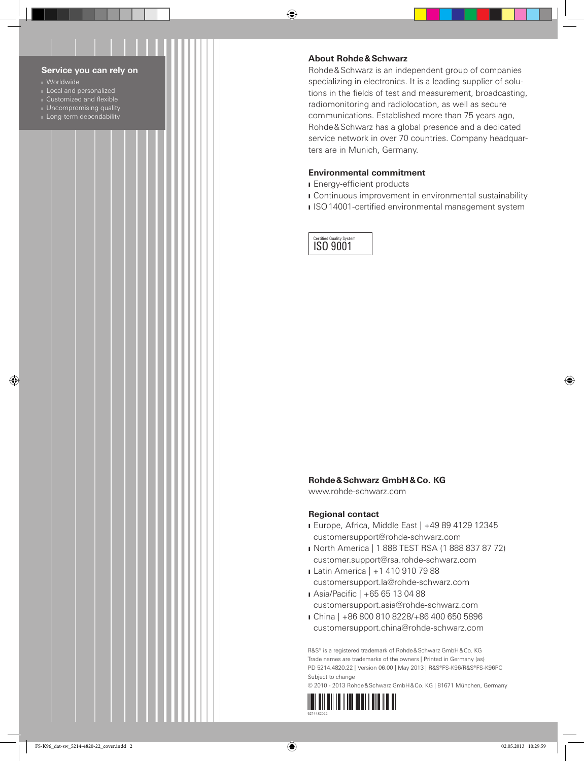## Service you can rely on

- Worldwide
- Local and personalized
- Customized and flexible
- Uncompromising quality
- Long-term dependability

## About Rohde & Schwarz

Rohde & Schwarz is an independent group of companies specializing in electronics. It is a leading supplier of solutions in the fields of test and measurement, broadcasting, radiomonitoring and radiolocation, as well as secure communications. Established more than 75 years ago, Rohde & Schwarz has a global presence and a dedicated service network in over 70 countries. Company headquarters are in Munich, Germany.

## Environmental commitment

- Energy-efficient products
- Continuous improvement in environmental sustainability
- ISO 14001-certified environmental management system

Certified Quality System
ISO 9001

## Rohde & Schwarz GmbH & Co. KG

www.rohde-schwarz.com

## Regional contact

- Europe, Africa, Middle East | +49 89 4129 12345
  customersupport@rohde-schwarz.com
- North America | 1 888 TEST RSA (1 888 837 87 72)
  customer.support@rsa.rohde-schwarz.com
- Latin America | +1 410 910 79 88
  customersupport.la@rohde-schwarz.com
- Asia/Pacific | +65 65 13 04 88
  customersupport.asia@rohde-schwarz.com
- China | +86 800 810 8228/+86 400 650 5896
  customersupport.china@rohde-schwarz.com

R&S® is a registered trademark of Rohde & Schwarz GmbH & Co. KG
Trade names are trademarks of the owners | Printed in Germany (as)
PD 5214.4820.22 | Version 06.00 | May 2013 | R&S®FS-K96/R&S®FS-K96PC
Subject to change
© 2010 - 2013 Rohde & Schwarz GmbH & Co. KG | 81671 München, Germany

5214482022